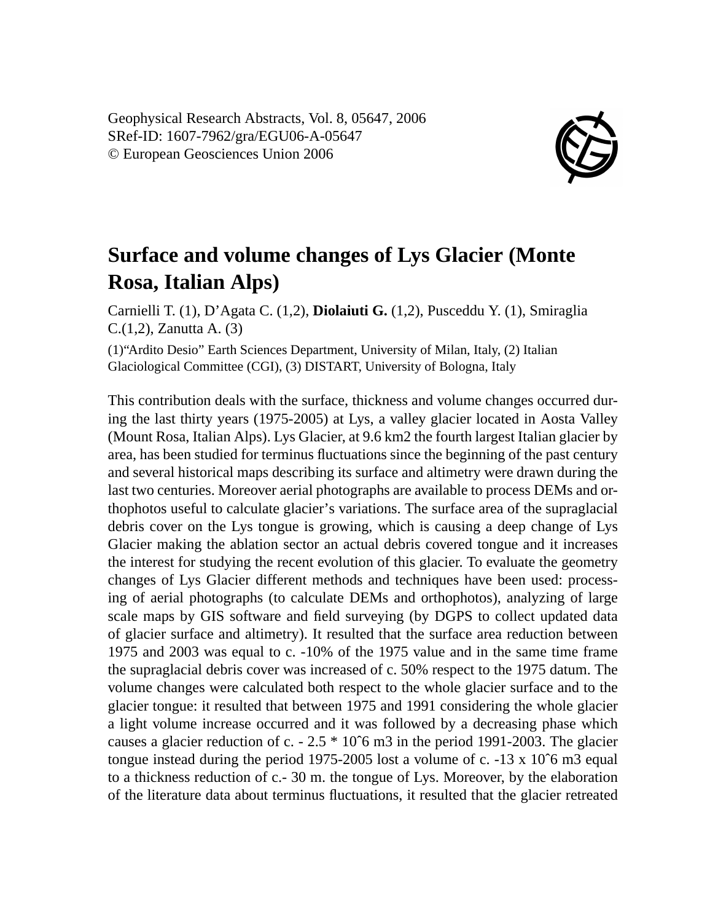Geophysical Research Abstracts, Vol. 8, 05647, 2006
SRef-ID: 1607-7962/gra/EGU06-A-05647
© European Geosciences Union 2006

# Surface and volume changes of Lys Glacier (Monte Rosa, Italian Alps)

Carnielli T. (1), D'Agata C. (1,2), **Diolaiuti G.** (1,2), Pusceddu Y. (1), Smiraglia C.(1,2), Zanutta A. (3)

(1)"Ardito Desio" Earth Sciences Department, University of Milan, Italy, (2) Italian Glaciological Committee (CGI), (3) DISTART, University of Bologna, Italy

This contribution deals with the surface, thickness and volume changes occurred during the last thirty years (1975-2005) at Lys, a valley glacier located in Aosta Valley (Mount Rosa, Italian Alps). Lys Glacier, at 9.6 km2 the fourth largest Italian glacier by area, has been studied for terminus fluctuations since the beginning of the past century and several historical maps describing its surface and altimetry were drawn during the last two centuries. Moreover aerial photographs are available to process DEMs and orthophotos useful to calculate glacier's variations. The surface area of the supraglacial debris cover on the Lys tongue is growing, which is causing a deep change of Lys Glacier making the ablation sector an actual debris covered tongue and it increases the interest for studying the recent evolution of this glacier. To evaluate the geometry changes of Lys Glacier different methods and techniques have been used: processing of aerial photographs (to calculate DEMs and orthophotos), analyzing of large scale maps by GIS software and field surveying (by DGPS to collect updated data of glacier surface and altimetry). It resulted that the surface area reduction between 1975 and 2003 was equal to c. -10% of the 1975 value and in the same time frame the supraglacial debris cover was increased of c. 50% respect to the 1975 datum. The volume changes were calculated both respect to the whole glacier surface and to the glacier tongue: it resulted that between 1975 and 1991 considering the whole glacier a light volume increase occurred and it was followed by a decreasing phase which causes a glacier reduction of c. - 2.5 * 10ˆ6 m3 in the period 1991-2003. The glacier tongue instead during the period 1975-2005 lost a volume of c. -13 x 10ˆ6 m3 equal to a thickness reduction of c.- 30 m. the tongue of Lys. Moreover, by the elaboration of the literature data about terminus fluctuations, it resulted that the glacier retreated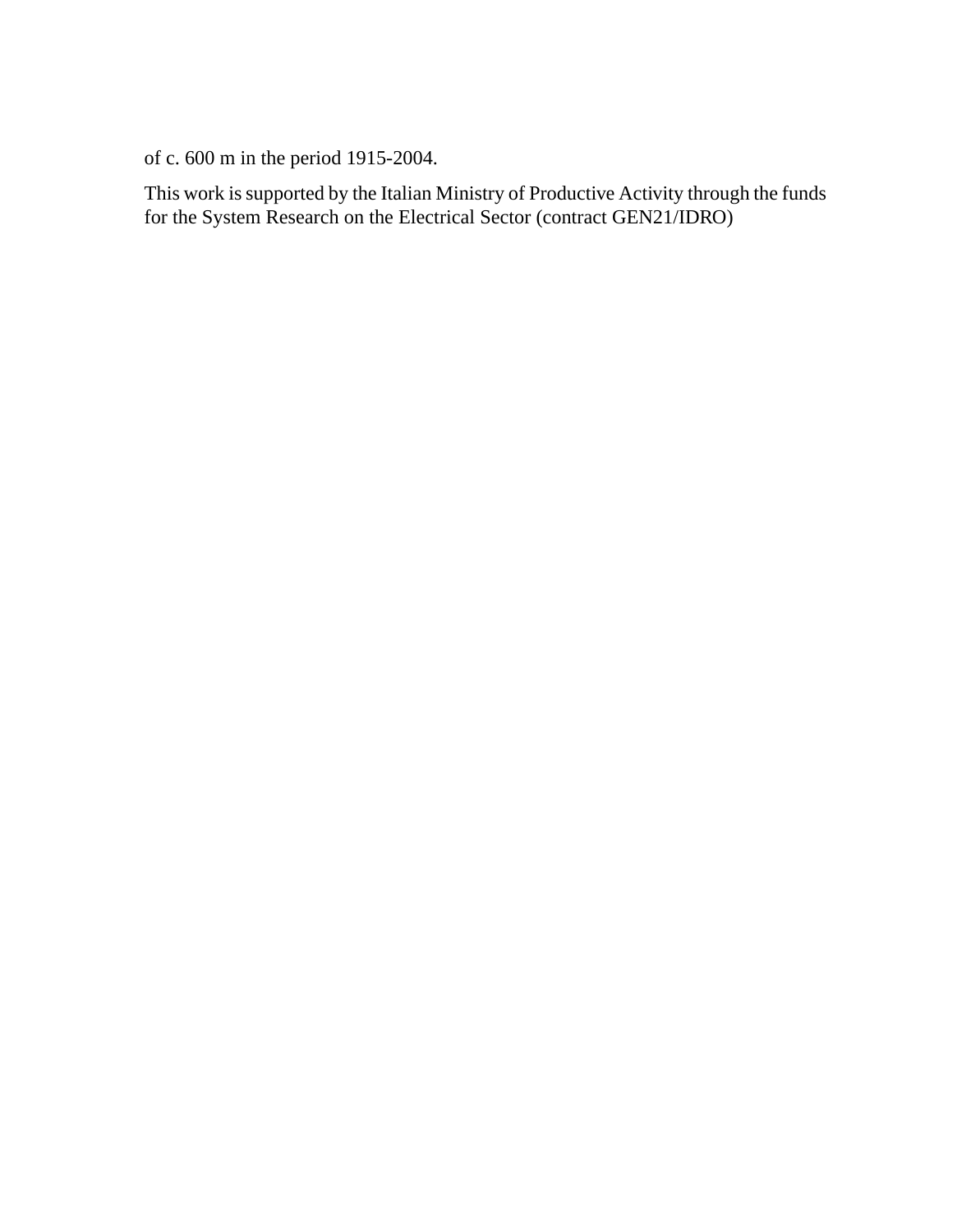of c. 600 m in the period 1915-2004.

This work is supported by the Italian Ministry of Productive Activity through the funds for the System Research on the Electrical Sector (contract GEN21/IDRO)